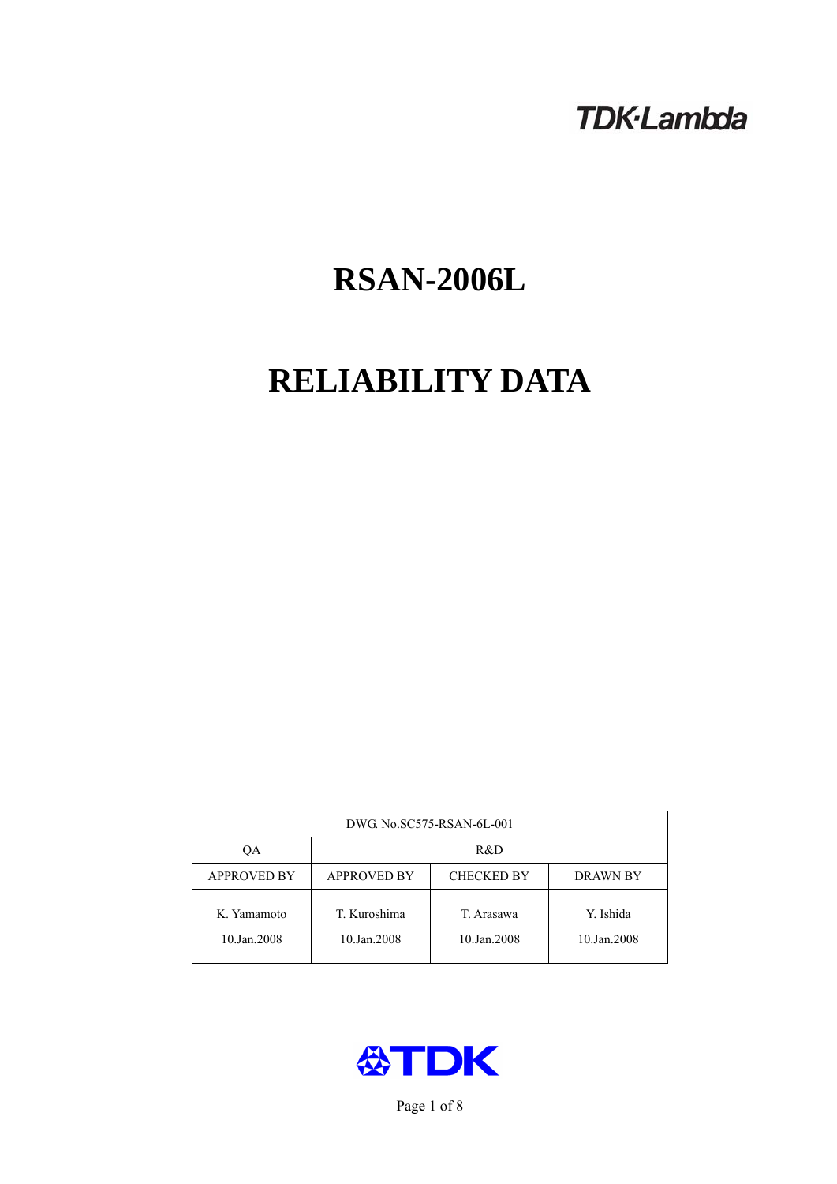TDK·Lambda

# RSAN-2006L

# RELIABILITY DATA

| DWG. No.SC575-RSAN-6L-001 | | | |
|---|---|---|---|
| QA | R&D | | |
| APPROVED BY | APPROVED BY | CHECKED BY | DRAWN BY |
| K. Yamamoto<br>10.Jan.2008 | T. Kuroshima<br>10.Jan.2008 | T. Arasawa<br>10.Jan.2008 | Y. Ishida<br>10.Jan.2008 |

TDK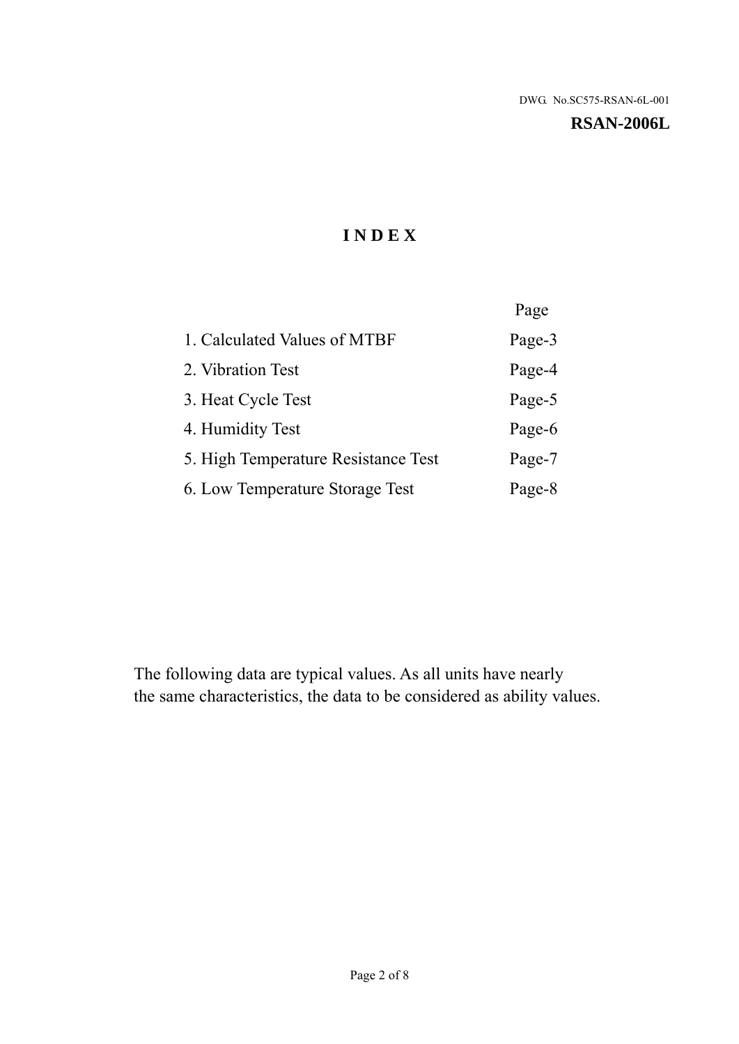DWG. No.SC575-RSAN-6L-001

**RSAN-2006L**

# INDEX

| | Page |
|---|---|
| 1. Calculated Values of MTBF | Page-3 |
| 2. Vibration Test | Page-4 |
| 3. Heat Cycle Test | Page-5 |
| 4. Humidity Test | Page-6 |
| 5. High Temperature Resistance Test | Page-7 |
| 6. Low Temperature Storage Test | Page-8 |

The following data are typical values. As all units have nearly the same characteristics, the data to be considered as ability values.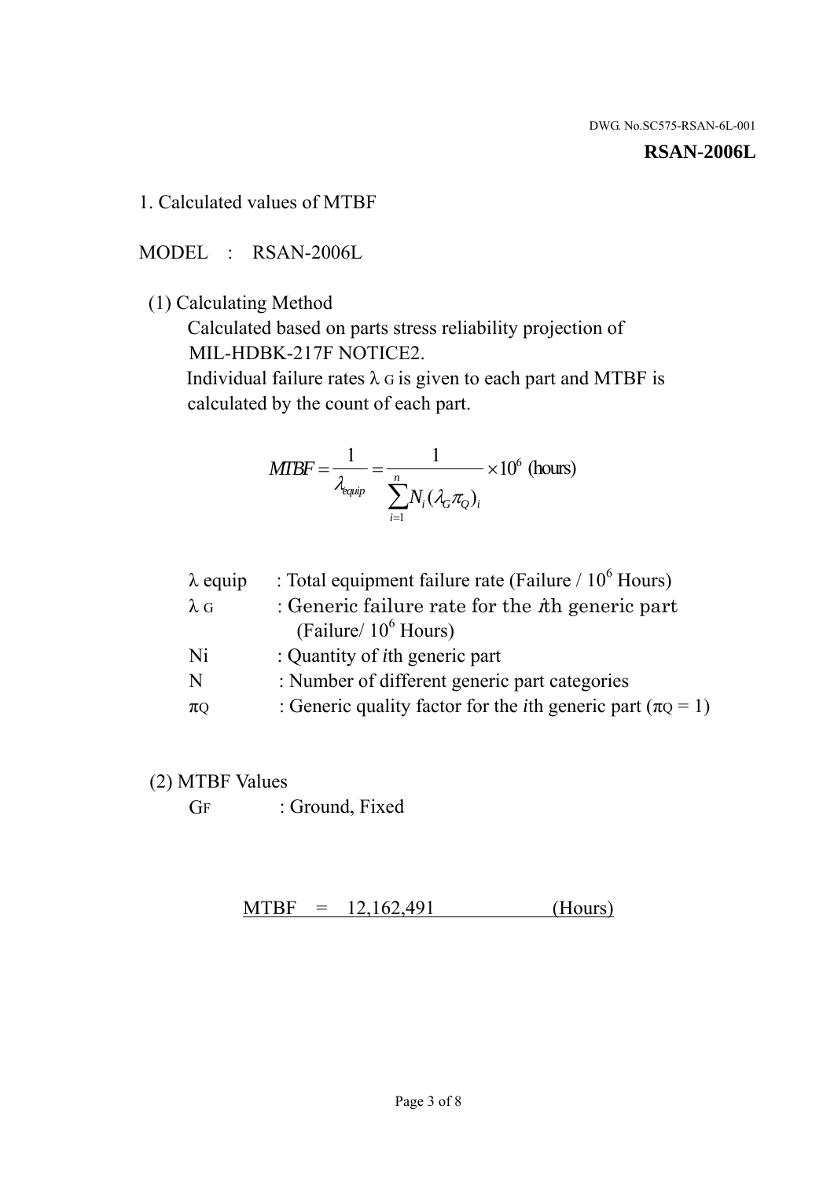DWG. No.SC575-RSAN-6L-001

**RSAN-2006L**

## 1. Calculated values of MTBF

MODEL : RSAN-2006L

(1) Calculating Method

Calculated based on parts stress reliability projection of MIL-HDBK-217F NOTICE2.

Individual failure rates $\lambda_G$ is given to each part and MTBF is calculated by the count of each part.

$$MTBF = \frac{1}{\lambda_{equip}} = \frac{1}{\sum_{i=1}^{n} N_i (\lambda_G \pi_Q)_i} \times 10^6 \text{ (hours)}$$

| | |
|---|---|
| $\lambda$ equip | : Total equipment failure rate (Failure / $10^6$ Hours) |
| $\lambda_G$ | : Generic failure rate for the $i$th generic part (Failure/ $10^6$ Hours) |
| Ni | : Quantity of $i$th generic part |
| N | : Number of different generic part categories |
| $\pi_Q$ | : Generic quality factor for the $i$th generic part ($\pi_Q$ = 1) |

(2) MTBF Values

$G_F$ : Ground, Fixed

MTBF = 12,162,491 (Hours)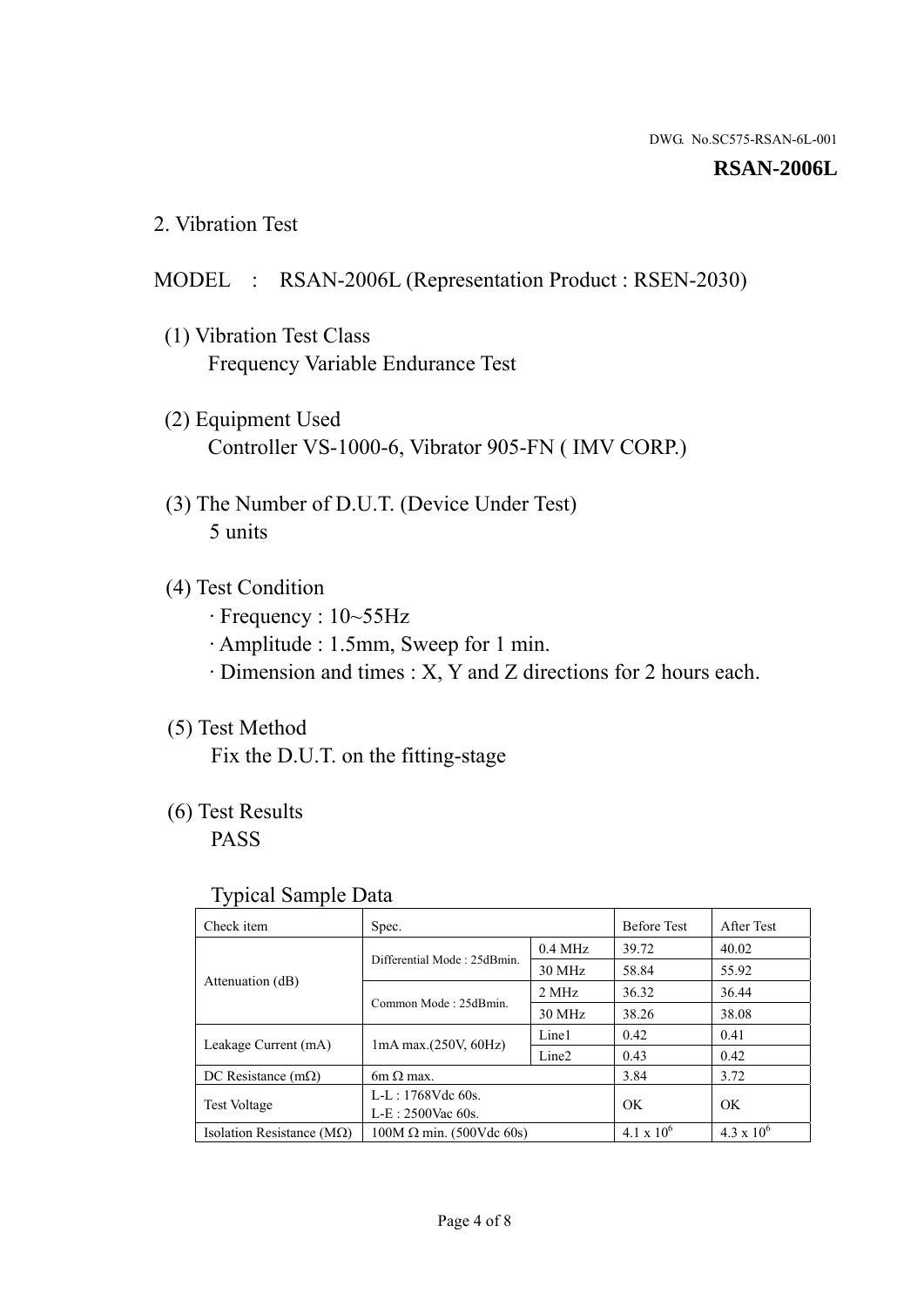DWG. No.SC575-RSAN-6L-001

**RSAN-2006L**

## 2. Vibration Test

MODEL : RSAN-2006L (Representation Product : RSEN-2030)

(1) Vibration Test Class
Frequency Variable Endurance Test

(2) Equipment Used
Controller VS-1000-6, Vibrator 905-FN ( IMV CORP.)

(3) The Number of D.U.T. (Device Under Test)
5 units

(4) Test Condition
· Frequency : 10~55Hz
· Amplitude : 1.5mm, Sweep for 1 min.
· Dimension and times : X, Y and Z directions for 2 hours each.

(5) Test Method
Fix the D.U.T. on the fitting-stage

(6) Test Results
PASS

Typical Sample Data

| Check item | Spec. | | Before Test | After Test |
|---|---|---|---|---|
| Attenuation (dB) | Differential Mode : 25dBmin. | 0.4 MHz | 39.72 | 40.02 |
| | | 30 MHz | 58.84 | 55.92 |
| | Common Mode : 25dBmin. | 2 MHz | 36.32 | 36.44 |
| | | 30 MHz | 38.26 | 38.08 |
| Leakage Current (mA) | 1mA max.(250V, 60Hz) | Line1 | 0.42 | 0.41 |
| | | Line2 | 0.43 | 0.42 |
| DC Resistance (mΩ) | 6m Ω max. | | 3.84 | 3.72 |
| Test Voltage | L-L : 1768Vdc 60s.<br>L-E : 2500Vac 60s. | | OK | OK |
| Isolation Resistance (MΩ) | 100M Ω min. (500Vdc 60s) | | $4.1 \times 10^6$ | $4.3 \times 10^6$ |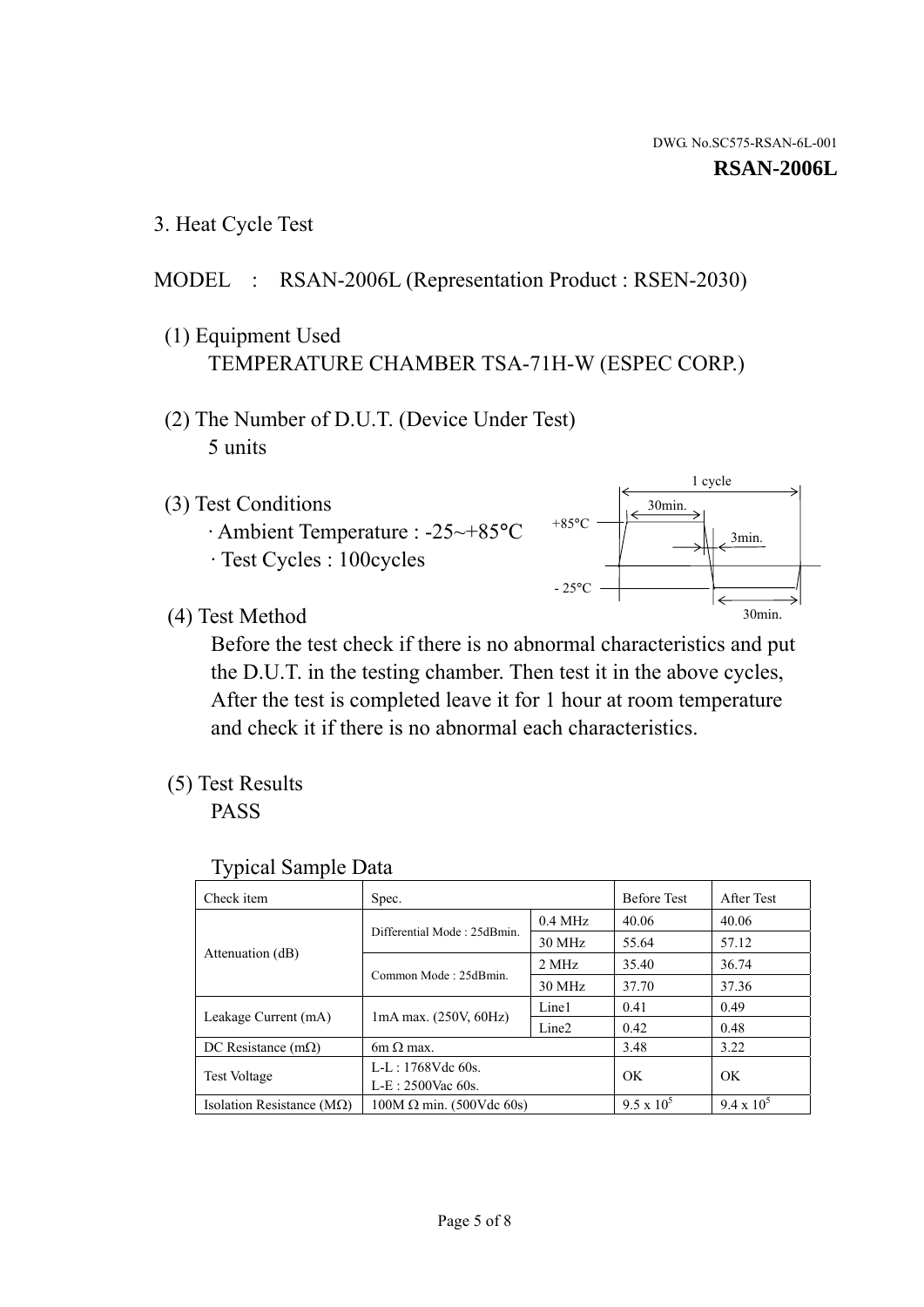DWG. No.SC575-RSAN-6L-001

**RSAN-2006L**

3. Heat Cycle Test

MODEL : RSAN-2006L (Representation Product : RSEN-2030)

(1) Equipment Used
TEMPERATURE CHAMBER TSA-71H-W (ESPEC CORP.)

(2) The Number of D.U.T. (Device Under Test)
5 units

(3) Test Conditions
· Ambient Temperature : -25~+85°C
· Test Cycles : 100cycles

1 cycle
30min.
+85°C
3min.
- 25°C
30min.

(4) Test Method
Before the test check if there is no abnormal characteristics and put the D.U.T. in the testing chamber. Then test it in the above cycles, After the test is completed leave it for 1 hour at room temperature and check it if there is no abnormal each characteristics.

(5) Test Results
PASS

Typical Sample Data

| Check item | Spec. | | Before Test | After Test |
|---|---|---|---|---|
| Attenuation (dB) | Differential Mode : 25dBmin. | 0.4 MHz | 40.06 | 40.06 |
| | | 30 MHz | 55.64 | 57.12 |
| | Common Mode : 25dBmin. | 2 MHz | 35.40 | 36.74 |
| | | 30 MHz | 37.70 | 37.36 |
| Leakage Current (mA) | 1mA max. (250V, 60Hz) | Line1 | 0.41 | 0.49 |
| | | Line2 | 0.42 | 0.48 |
| DC Resistance (mΩ) | 6m Ω max. | | 3.48 | 3.22 |
| Test Voltage | L-L : 1768Vdc 60s.<br>L-E : 2500Vac 60s. | | OK | OK |
| Isolation Resistance (MΩ) | 100M Ω min. (500Vdc 60s) | | $9.5 \times 10^5$ | $9.4 \times 10^5$ |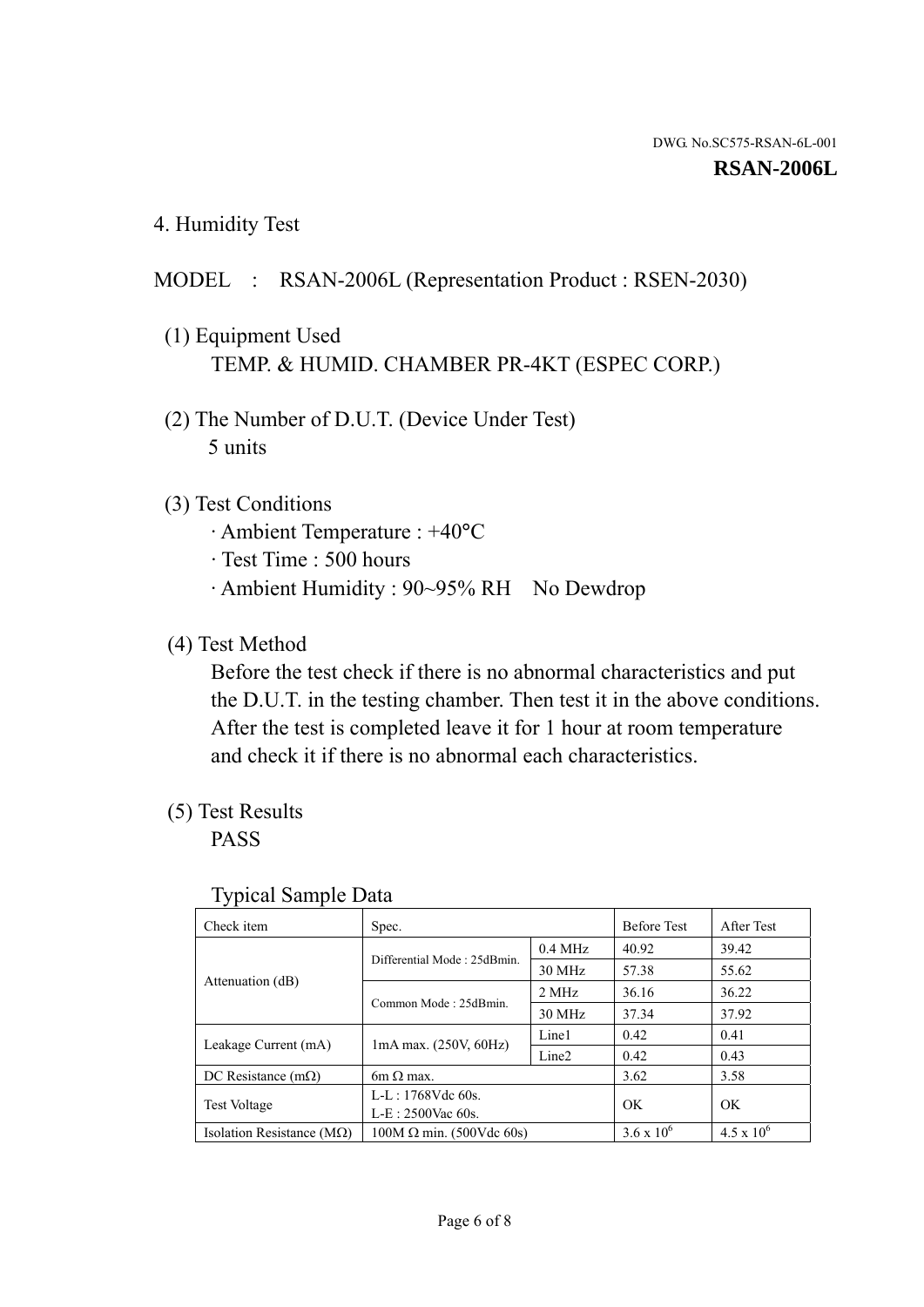DWG. No.SC575-RSAN-6L-001

**RSAN-2006L**

## 4. Humidity Test

MODEL : RSAN-2006L (Representation Product : RSEN-2030)

(1) Equipment Used
TEMP. & HUMID. CHAMBER PR-4KT (ESPEC CORP.)

(2) The Number of D.U.T. (Device Under Test)
5 units

(3) Test Conditions
- Ambient Temperature : +40°C
- Test Time : 500 hours
- Ambient Humidity : 90~95% RH No Dewdrop

(4) Test Method
Before the test check if there is no abnormal characteristics and put the D.U.T. in the testing chamber. Then test it in the above conditions. After the test is completed leave it for 1 hour at room temperature and check it if there is no abnormal each characteristics.

(5) Test Results
PASS

Typical Sample Data

| Check item | Spec. | | Before Test | After Test |
|---|---|---|---|---|
| Attenuation (dB) | Differential Mode : 25dBmin. | 0.4 MHz | 40.92 | 39.42 |
| | | 30 MHz | 57.38 | 55.62 |
| | Common Mode : 25dBmin. | 2 MHz | 36.16 | 36.22 |
| | | 30 MHz | 37.34 | 37.92 |
| Leakage Current (mA) | 1mA max. (250V, 60Hz) | Line1 | 0.42 | 0.41 |
| | | Line2 | 0.42 | 0.43 |
| DC Resistance (mΩ) | 6m Ω max. | | 3.62 | 3.58 |
| Test Voltage | L-L : 1768Vdc 60s.<br>L-E : 2500Vac 60s. | | OK | OK |
| Isolation Resistance (MΩ) | 100M Ω min. (500Vdc 60s) | | $3.6 \times 10^6$ | $4.5 \times 10^6$ |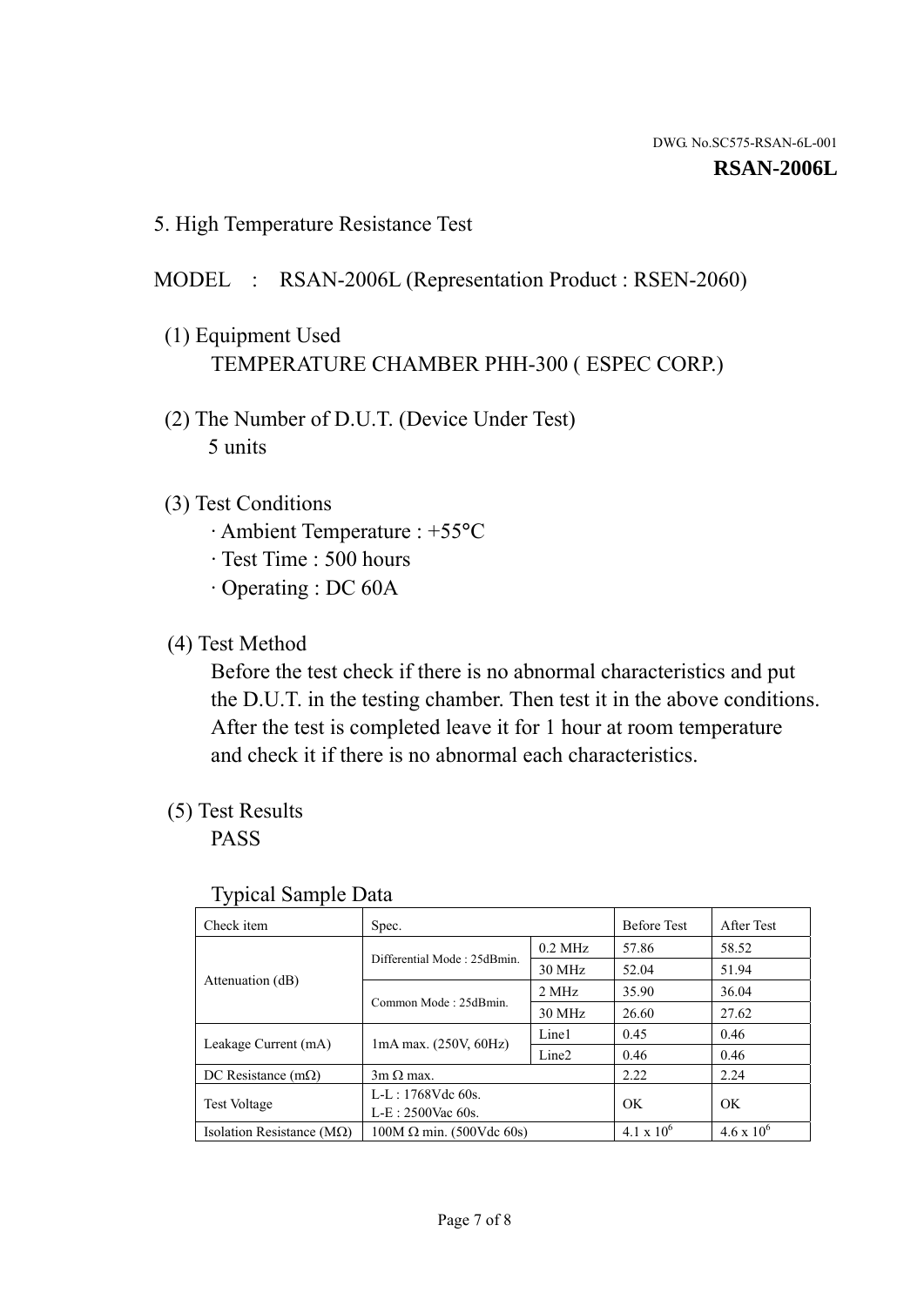DWG. No.SC575-RSAN-6L-001

**RSAN-2006L**

## 5. High Temperature Resistance Test

MODEL : RSAN-2006L (Representation Product : RSEN-2060)

(1) Equipment Used
TEMPERATURE CHAMBER PHH-300 ( ESPEC CORP.)

(2) The Number of D.U.T. (Device Under Test)
5 units

(3) Test Conditions
· Ambient Temperature : +55°C
· Test Time : 500 hours
· Operating : DC 60A

(4) Test Method
Before the test check if there is no abnormal characteristics and put the D.U.T. in the testing chamber. Then test it in the above conditions. After the test is completed leave it for 1 hour at room temperature and check it if there is no abnormal each characteristics.

(5) Test Results
PASS

Typical Sample Data

| Check item | Spec. | | Before Test | After Test |
|---|---|---|---|---|
| Attenuation (dB) | Differential Mode : 25dBmin. | 0.2 MHz | 57.86 | 58.52 |
| | | 30 MHz | 52.04 | 51.94 |
| | Common Mode : 25dBmin. | 2 MHz | 35.90 | 36.04 |
| | | 30 MHz | 26.60 | 27.62 |
| Leakage Current (mA) | 1mA max. (250V, 60Hz) | Line1 | 0.45 | 0.46 |
| | | Line2 | 0.46 | 0.46 |
| DC Resistance (mΩ) | 3m Ω max. | | 2.22 | 2.24 |
| Test Voltage | L-L : 1768Vdc 60s. L-E : 2500Vac 60s. | | OK | OK |
| Isolation Resistance (MΩ) | 100M Ω min. (500Vdc 60s) | | $4.1 \times 10^6$ | $4.6 \times 10^6$ |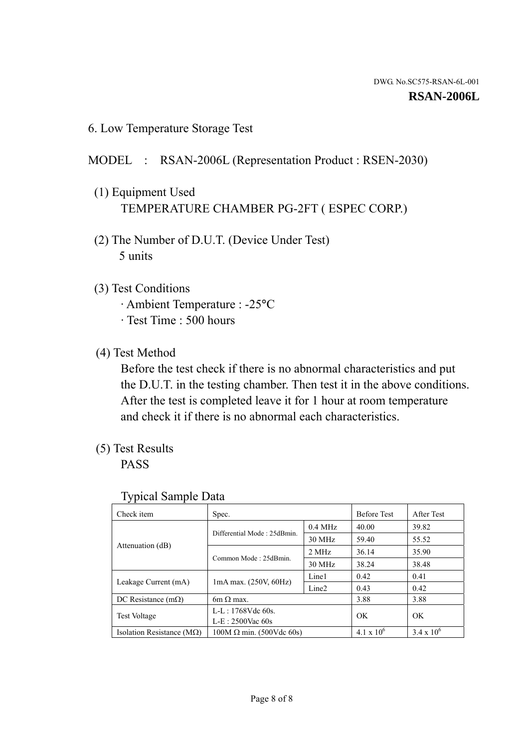DWG. No.SC575-RSAN-6L-001

**RSAN-2006L**

## 6. Low Temperature Storage Test

MODEL : RSAN-2006L (Representation Product : RSEN-2030)

(1) Equipment Used
TEMPERATURE CHAMBER PG-2FT ( ESPEC CORP.)

(2) The Number of D.U.T. (Device Under Test)
5 units

(3) Test Conditions
· Ambient Temperature : -25°C
· Test Time : 500 hours

(4) Test Method
Before the test check if there is no abnormal characteristics and put the D.U.T. in the testing chamber. Then test it in the above conditions. After the test is completed leave it for 1 hour at room temperature and check it if there is no abnormal each characteristics.

(5) Test Results
PASS

Typical Sample Data

| Check item | Spec. | | Before Test | After Test |
|---|---|---|---|---|
| Attenuation (dB) | Differential Mode : 25dBmin. | 0.4 MHz | 40.00 | 39.82 |
| | | 30 MHz | 59.40 | 55.52 |
| | Common Mode : 25dBmin. | 2 MHz | 36.14 | 35.90 |
| | | 30 MHz | 38.24 | 38.48 |
| Leakage Current (mA) | 1mA max. (250V, 60Hz) | Line1 | 0.42 | 0.41 |
| | | Line2 | 0.43 | 0.42 |
| DC Resistance (mΩ) | 6m Ω max. | | 3.88 | 3.88 |
| Test Voltage | L-L : 1768Vdc 60s.<br>L-E : 2500Vac 60s | | OK | OK |
| Isolation Resistance (MΩ) | 100M Ω min. (500Vdc 60s) | | $4.1 \times 10^6$ | $3.4 \times 10^6$ |